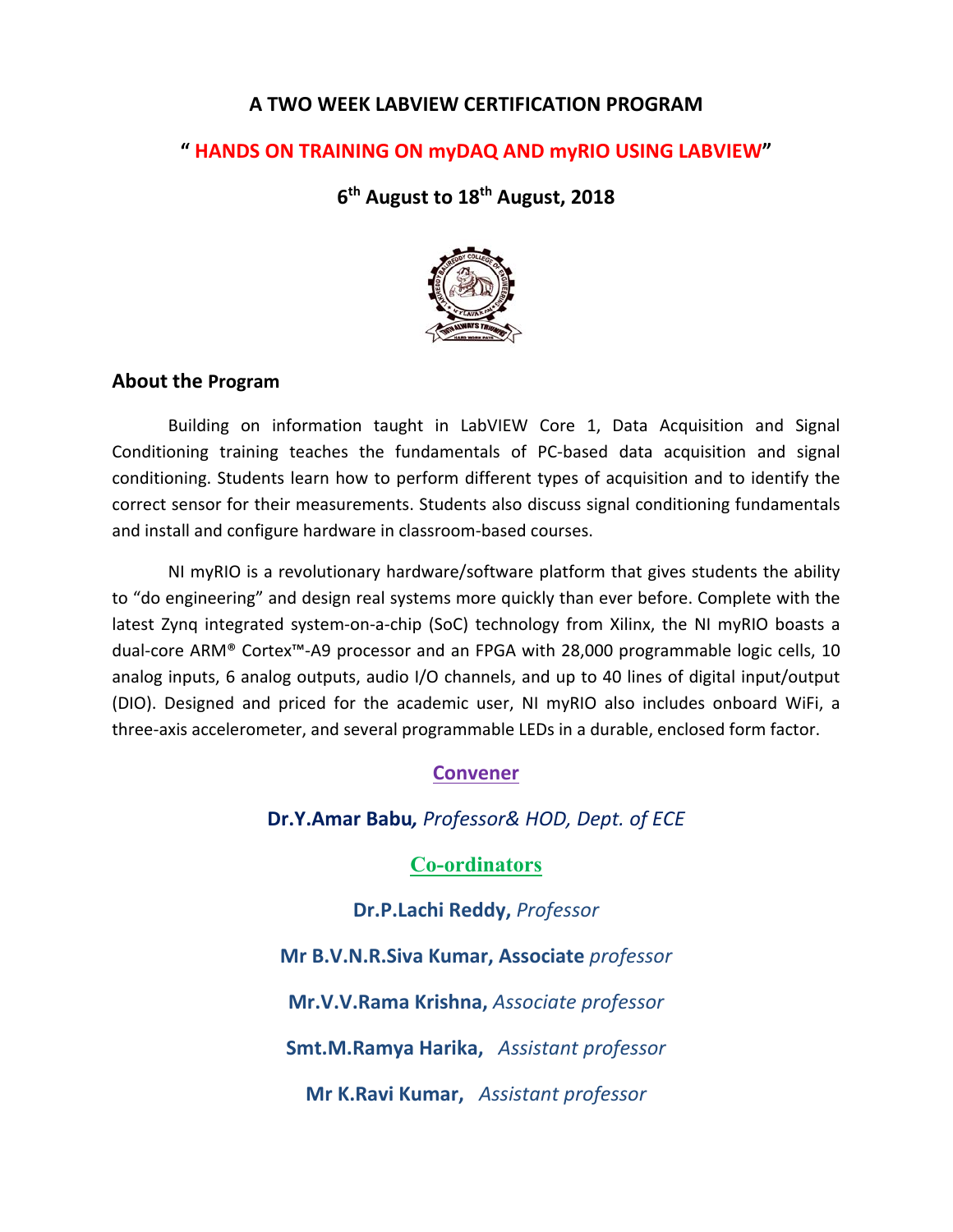# A TWO WEEK LABVIEW CERTIFICATION PROGRAM

## " HANDS ON TRAINING ON myDAQ AND myRIO USING LABVIEW"

## 6th August to 18th August, 2018

## About the Program

Building on information taught in LabVIEW Core 1, Data Acquisition and Signal Conditioning training teaches the fundamentals of PC-based data acquisition and signal conditioning. Students learn how to perform different types of acquisition and to identify the correct sensor for their measurements. Students also discuss signal conditioning fundamentals and install and configure hardware in classroom-based courses.

NI myRIO is a revolutionary hardware/software platform that gives students the ability to "do engineering" and design real systems more quickly than ever before. Complete with the latest Zynq integrated system-on-a-chip (SoC) technology from Xilinx, the NI myRIO boasts a dual-core ARM® Cortex™-A9 processor and an FPGA with 28,000 programmable logic cells, 10 analog inputs, 6 analog outputs, audio I/O channels, and up to 40 lines of digital input/output (DIO). Designed and priced for the academic user, NI myRIO also includes onboard WiFi, a three-axis accelerometer, and several programmable LEDs in a durable, enclosed form factor.

### Convener

**Dr.Y.Amar Babu***, Professor& HOD, Dept. of ECE*

### Co-ordinators

**Dr.P.Lachi Reddy,** *Professor*

**Mr B.V.N.R.Siva Kumar, Associate** *professor*

**Mr.V.V.Rama Krishna,** *Associate professor*

**Smt.M.Ramya Harika,** *Assistant professor*

**Mr K.Ravi Kumar,** *Assistant professor*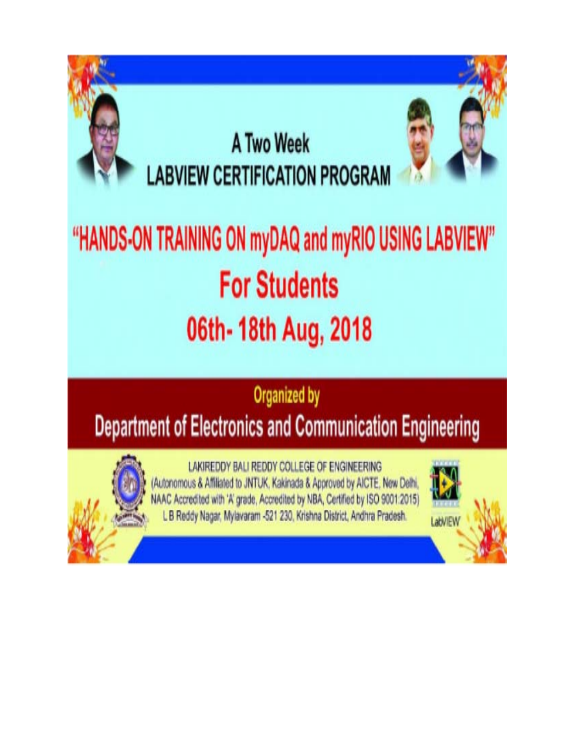# A Two Week
# LABVIEW CERTIFICATION PROGRAM

## "HANDS-ON TRAINING ON myDAQ and myRIO USING LABVIEW"

## For Students

## 06th- 18th Aug, 2018

**Organized by**

## Department of Electronics and Communication Engineering

LAKIREDDY BALI REDDY COLLEGE OF ENGINEERING
(Autonomous & Affiliated to JNTUK, Kakinada & Approved by AICTE, New Delhi, NAAC Accredited with 'A' grade, Accredited by NBA, Certified by ISO 9001:2015)
L B Reddy Nagar, Mylavaram -521 230, Krishna District, Andhra Pradesh.

LabVIEW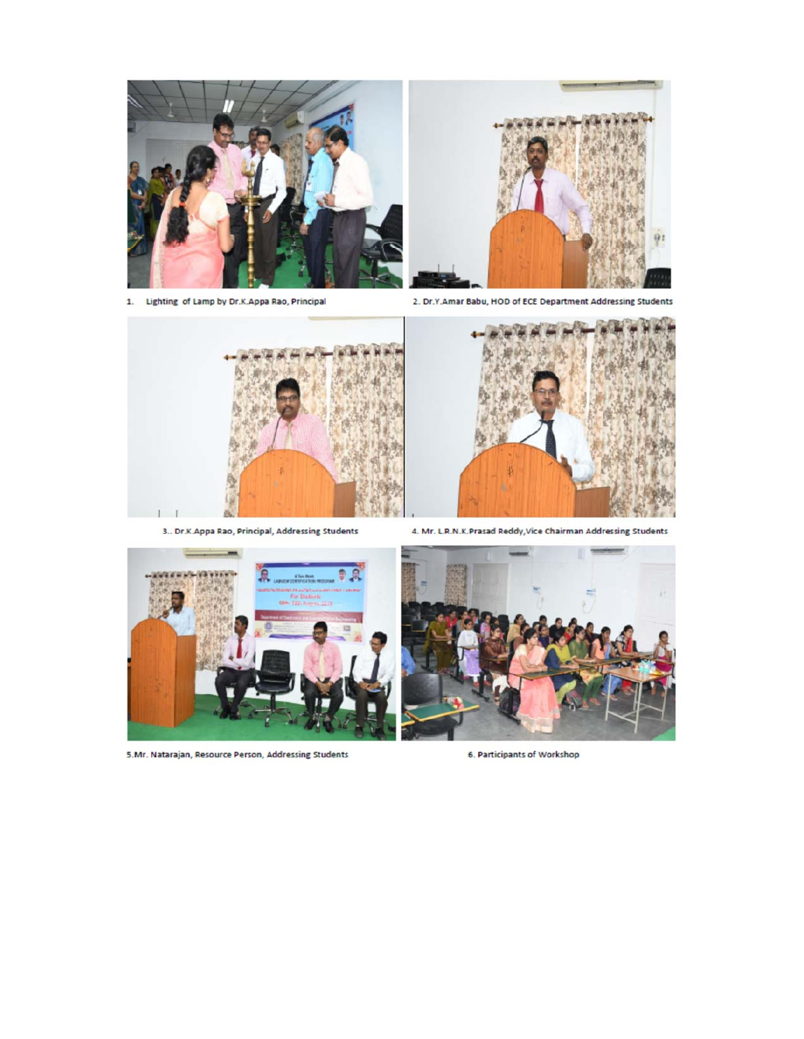1. Lighting of Lamp by Dr.K.Appa Rao, Principal

2. Dr.Y.Amar Babu, HOD of ECE Department Addressing Students

3.. Dr.K.Appa Rao, Principal, Addressing Students

4. Mr. L.R.N.K.Prasad Reddy,Vice Chairman Addressing Students

5.Mr. Natarajan, Resource Person, Addressing Students

6. Participants of Workshop